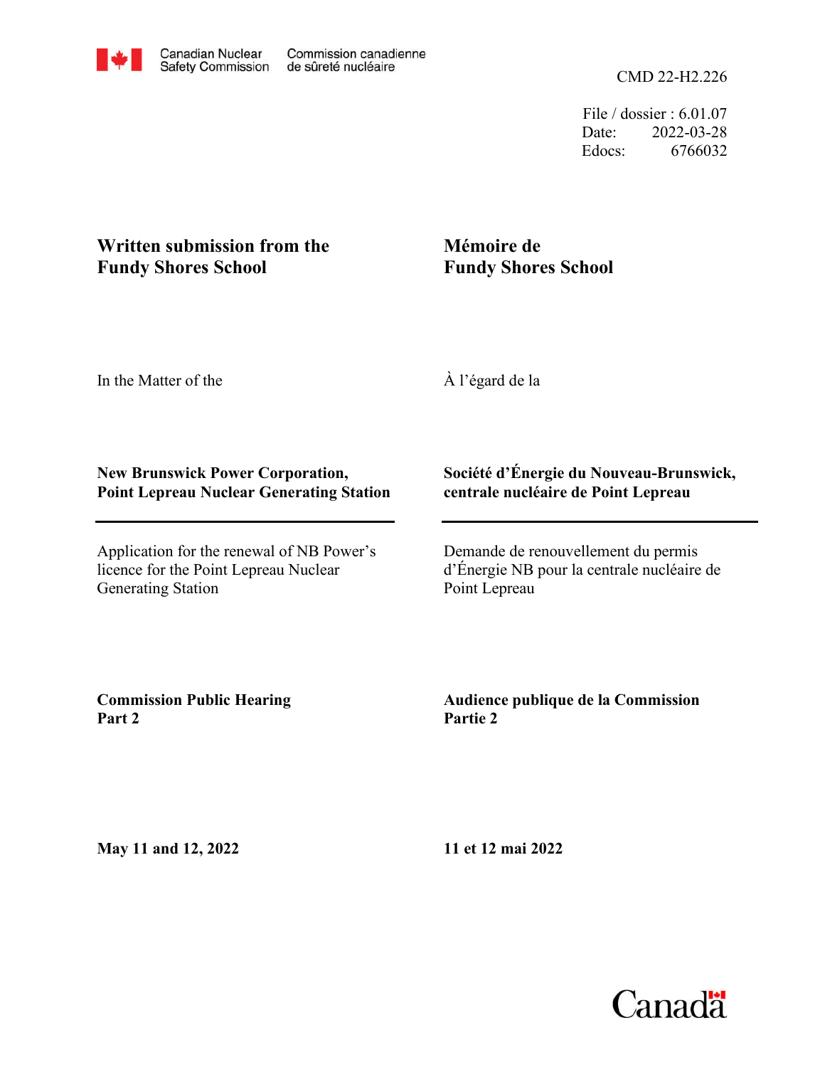Canadian Nuclear Safety Commission — Commission canadienne de sûreté nucléaire

CMD 22-H2.226

File / dossier : 6.01.07
Date: 2022-03-28
Edocs: 6766032

**Written submission from the Fundy Shores School**

**Mémoire de Fundy Shores School**

In the Matter of the

À l'égard de la

**New Brunswick Power Corporation, Point Lepreau Nuclear Generating Station**

**Société d'Énergie du Nouveau-Brunswick, centrale nucléaire de Point Lepreau**

Application for the renewal of NB Power's licence for the Point Lepreau Nuclear Generating Station

Demande de renouvellement du permis d'Énergie NB pour la centrale nucléaire de Point Lepreau

**Commission Public Hearing Part 2**

**Audience publique de la Commission Partie 2**

**May 11 and 12, 2022**

**11 et 12 mai 2022**

Canada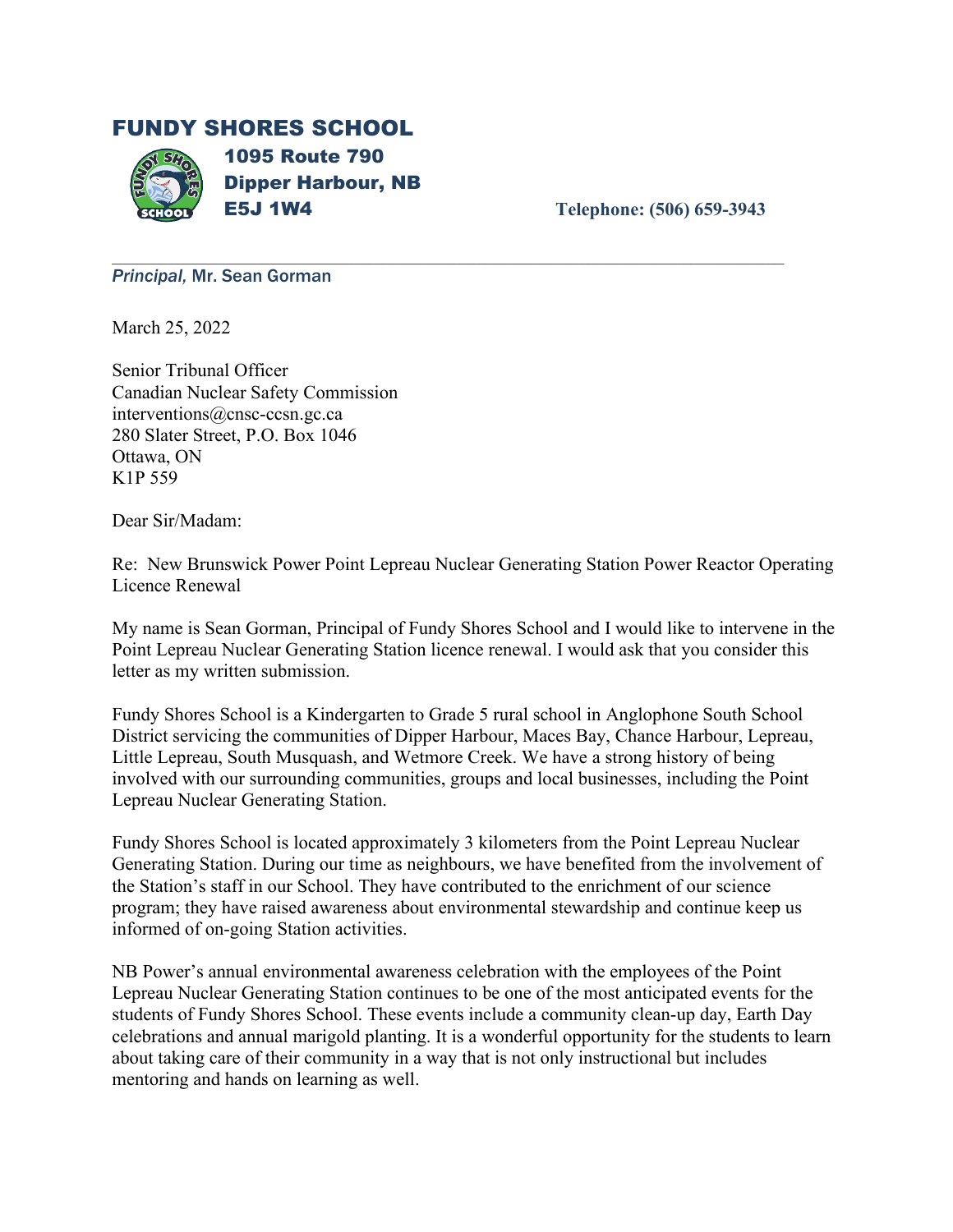# FUNDY SHORES SCHOOL

**1095 Route 790**
**Dipper Harbour, NB**
**E5J 1W4**

**Telephone: (506) 659-3943**

---

*Principal,* Mr. Sean Gorman

March 25, 2022

Senior Tribunal Officer
Canadian Nuclear Safety Commission
interventions@cnsc-ccsn.gc.ca
280 Slater Street, P.O. Box 1046
Ottawa, ON
K1P 559

Dear Sir/Madam:

Re: New Brunswick Power Point Lepreau Nuclear Generating Station Power Reactor Operating Licence Renewal

My name is Sean Gorman, Principal of Fundy Shores School and I would like to intervene in the Point Lepreau Nuclear Generating Station licence renewal. I would ask that you consider this letter as my written submission.

Fundy Shores School is a Kindergarten to Grade 5 rural school in Anglophone South School District servicing the communities of Dipper Harbour, Maces Bay, Chance Harbour, Lepreau, Little Lepreau, South Musquash, and Wetmore Creek. We have a strong history of being involved with our surrounding communities, groups and local businesses, including the Point Lepreau Nuclear Generating Station.

Fundy Shores School is located approximately 3 kilometers from the Point Lepreau Nuclear Generating Station. During our time as neighbours, we have benefited from the involvement of the Station's staff in our School. They have contributed to the enrichment of our science program; they have raised awareness about environmental stewardship and continue keep us informed of on-going Station activities.

NB Power's annual environmental awareness celebration with the employees of the Point Lepreau Nuclear Generating Station continues to be one of the most anticipated events for the students of Fundy Shores School. These events include a community clean-up day, Earth Day celebrations and annual marigold planting. It is a wonderful opportunity for the students to learn about taking care of their community in a way that is not only instructional but includes mentoring and hands on learning as well.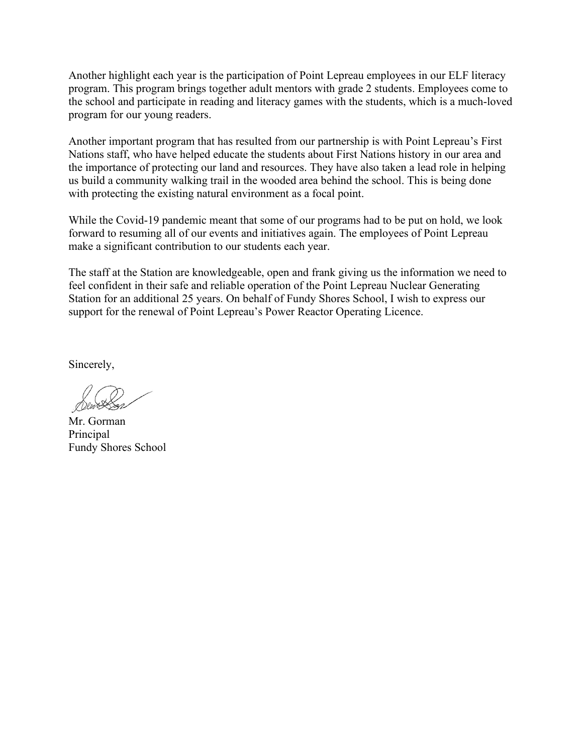Another highlight each year is the participation of Point Lepreau employees in our ELF literacy program. This program brings together adult mentors with grade 2 students. Employees come to the school and participate in reading and literacy games with the students, which is a much-loved program for our young readers.

Another important program that has resulted from our partnership is with Point Lepreau's First Nations staff, who have helped educate the students about First Nations history in our area and the importance of protecting our land and resources. They have also taken a lead role in helping us build a community walking trail in the wooded area behind the school. This is being done with protecting the existing natural environment as a focal point.

While the Covid-19 pandemic meant that some of our programs had to be put on hold, we look forward to resuming all of our events and initiatives again. The employees of Point Lepreau make a significant contribution to our students each year.

The staff at the Station are knowledgeable, open and frank giving us the information we need to feel confident in their safe and reliable operation of the Point Lepreau Nuclear Generating Station for an additional 25 years. On behalf of Fundy Shores School, I wish to express our support for the renewal of Point Lepreau's Power Reactor Operating Licence.

Sincerely,

Mr. Gorman
Principal
Fundy Shores School